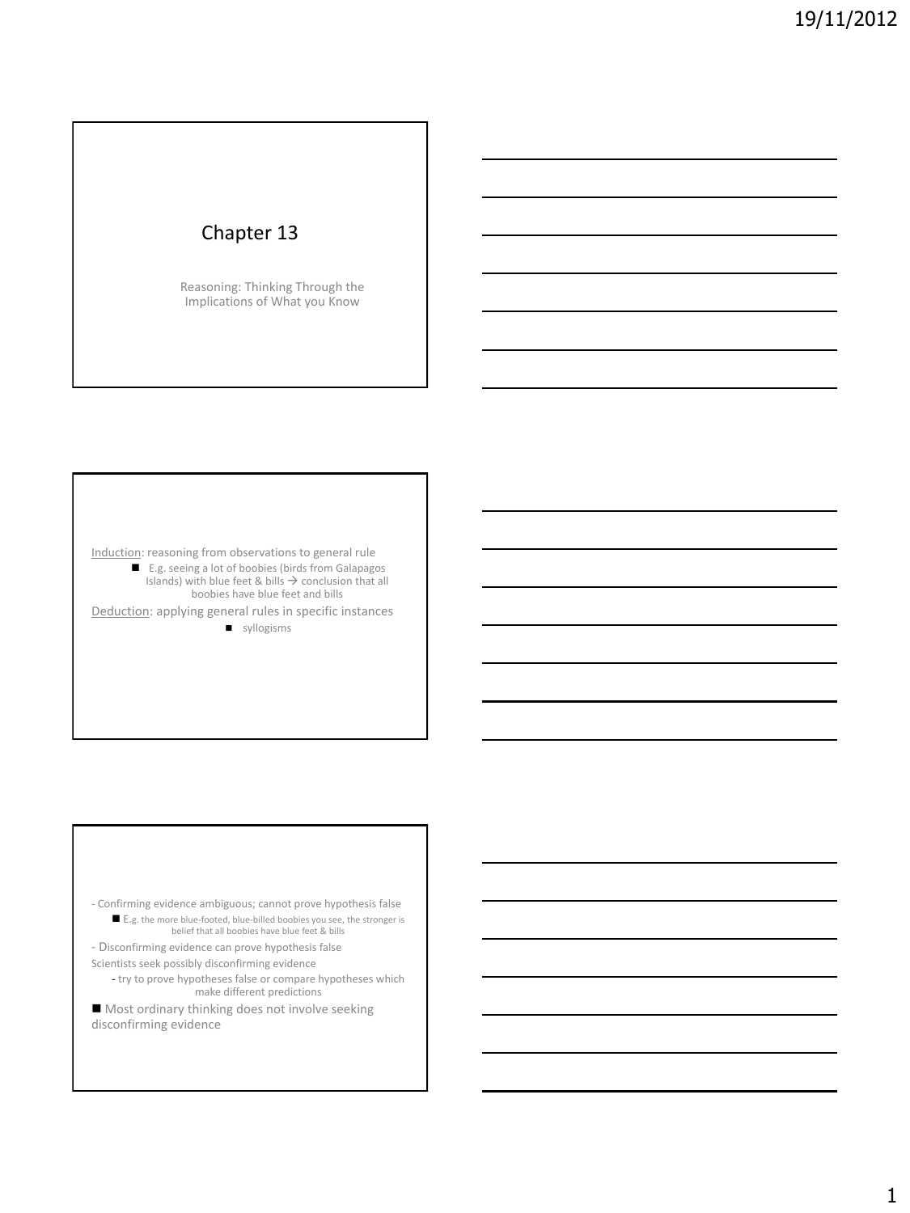# Chapter 13

Reasoning: Thinking Through the Implications of What you Know

---

Induction: reasoning from observations to general rule

- E.g. seeing a lot of boobies (birds from Galapagos Islands) with blue feet & bills → conclusion that all boobies have blue feet and bills

Deduction: applying general rules in specific instances

- syllogisms

---

- Confirming evidence ambiguous; cannot prove hypothesis false
  - E.g. the more blue-footed, blue-billed boobies you see, the stronger is belief that all boobies have blue feet & bills
- Disconfirming evidence can prove hypothesis false

Scientists seek possibly disconfirming evidence

- try to prove hypotheses false or compare hypotheses which make different predictions

- Most ordinary thinking does not involve seeking disconfirming evidence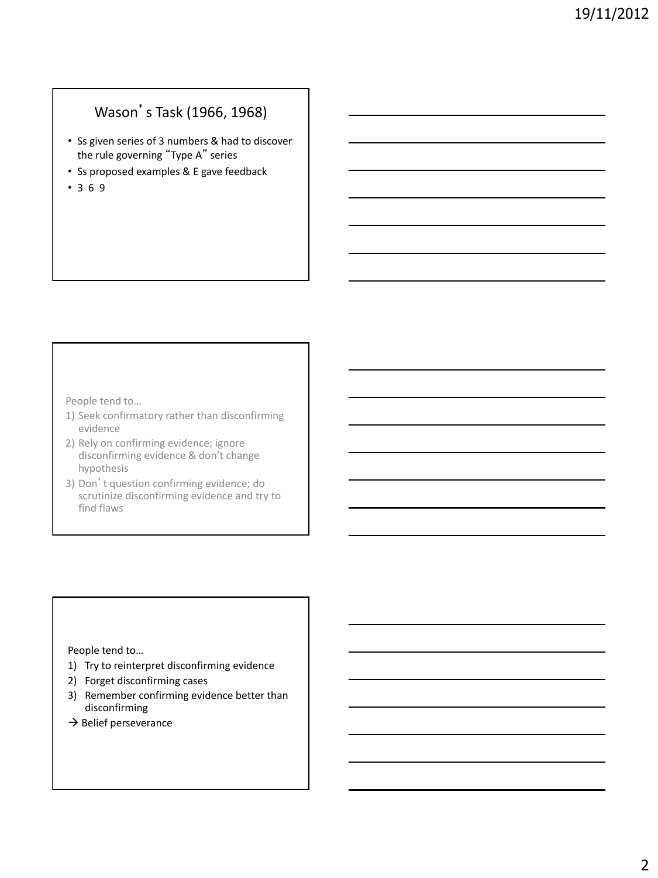## Wason's Task (1966, 1968)

- Ss given series of 3 numbers & had to discover the rule governing "Type A" series
- Ss proposed examples & E gave feedback
- 3 6 9

People tend to…

1) Seek confirmatory rather than disconfirming evidence
2) Rely on confirming evidence; ignore disconfirming evidence & don't change hypothesis
3) Don't question confirming evidence; do scrutinize disconfirming evidence and try to find flaws

People tend to…

1) Try to reinterpret disconfirming evidence
2) Forget disconfirming cases
3) Remember confirming evidence better than disconfirming

→ Belief perseverance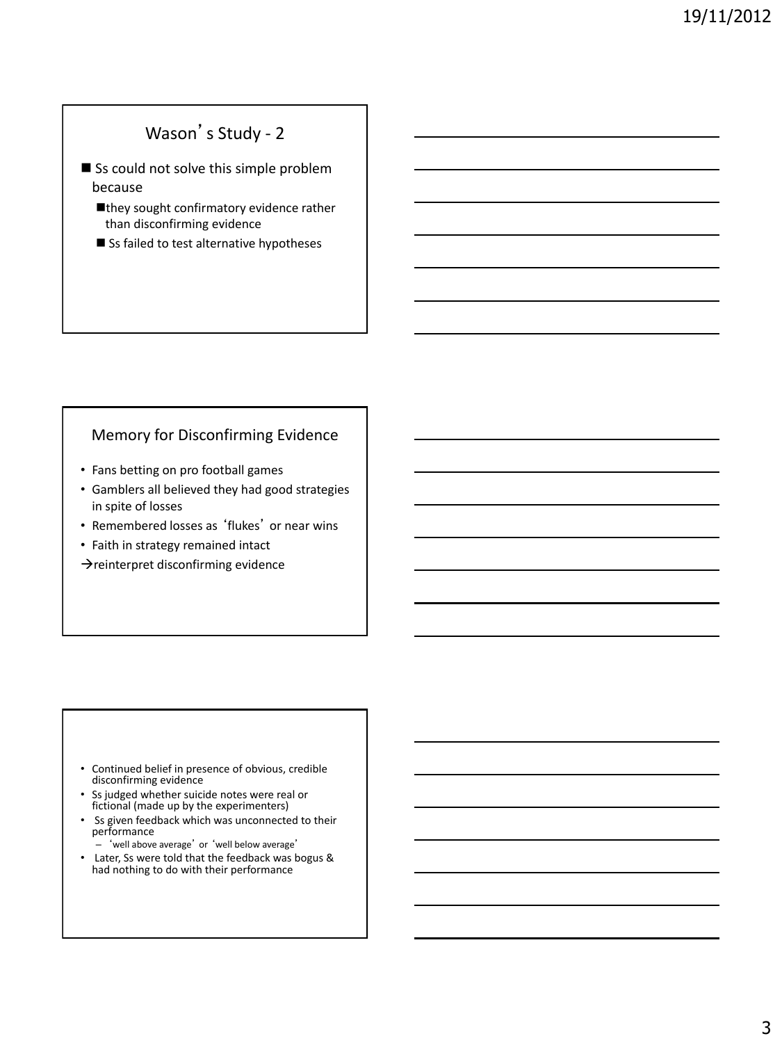## Wason's Study - 2

- Ss could not solve this simple problem because
  - they sought confirmatory evidence rather than disconfirming evidence
  - Ss failed to test alternative hypotheses

## Memory for Disconfirming Evidence

- Fans betting on pro football games
- Gamblers all believed they had good strategies in spite of losses
- Remembered losses as 'flukes' or near wins
- Faith in strategy remained intact

→reinterpret disconfirming evidence

---

- Continued belief in presence of obvious, credible disconfirming evidence
- Ss judged whether suicide notes were real or fictional (made up by the experimenters)
- Ss given feedback which was unconnected to their performance
  - 'well above average' or 'well below average'
- Later, Ss were told that the feedback was bogus & had nothing to do with their performance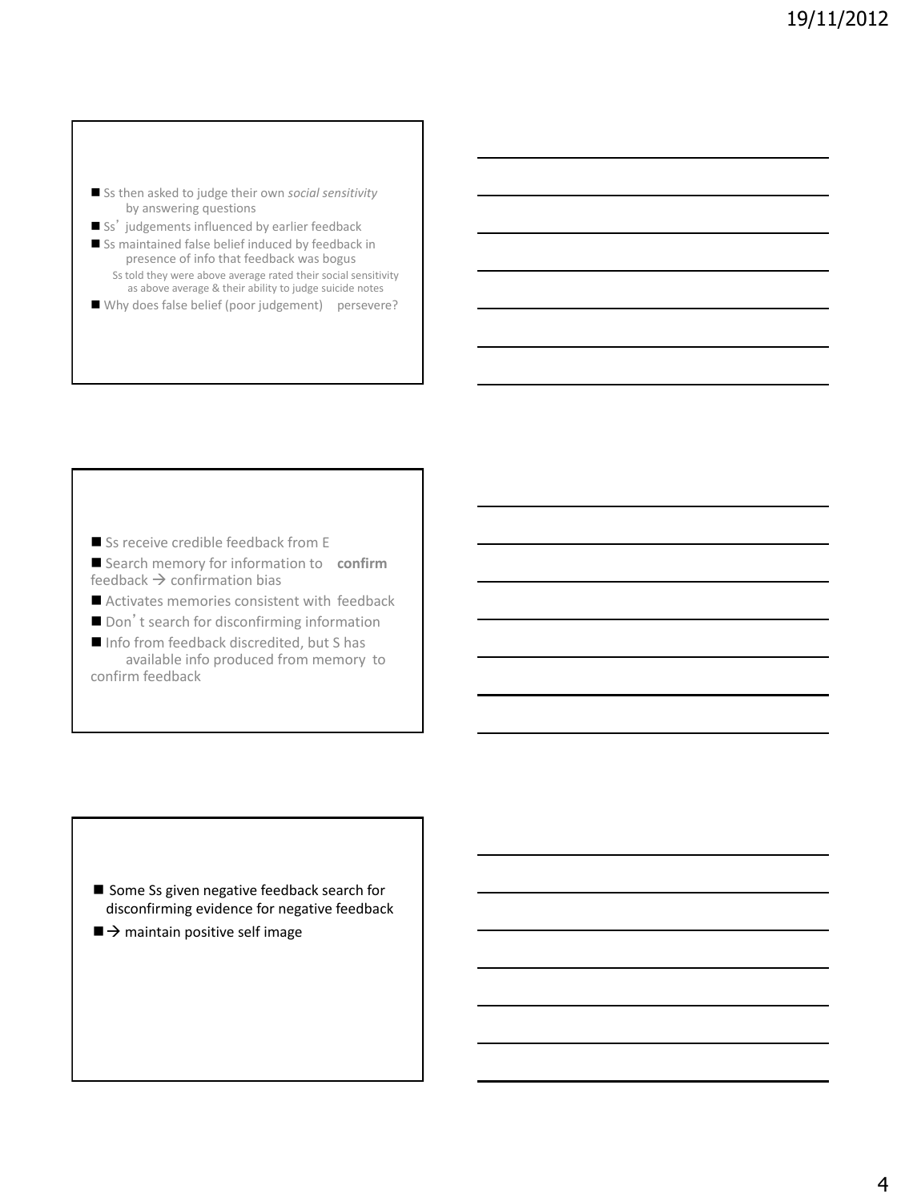- Ss then asked to judge their own *social sensitivity* by answering questions
- Ss' judgements influenced by earlier feedback
- Ss maintained false belief induced by feedback in presence of info that feedback was bogus
  - Ss told they were above average rated their social sensitivity as above average & their ability to judge suicide notes
- Why does false belief (poor judgement) persevere?

---

- Ss receive credible feedback from E
- Search memory for information to **confirm** feedback → confirmation bias
- Activates memories consistent with feedback
- Don't search for disconfirming information
- Info from feedback discredited, but S has available info produced from memory to confirm feedback

---

- Some Ss given negative feedback search for disconfirming evidence for negative feedback
- → maintain positive self image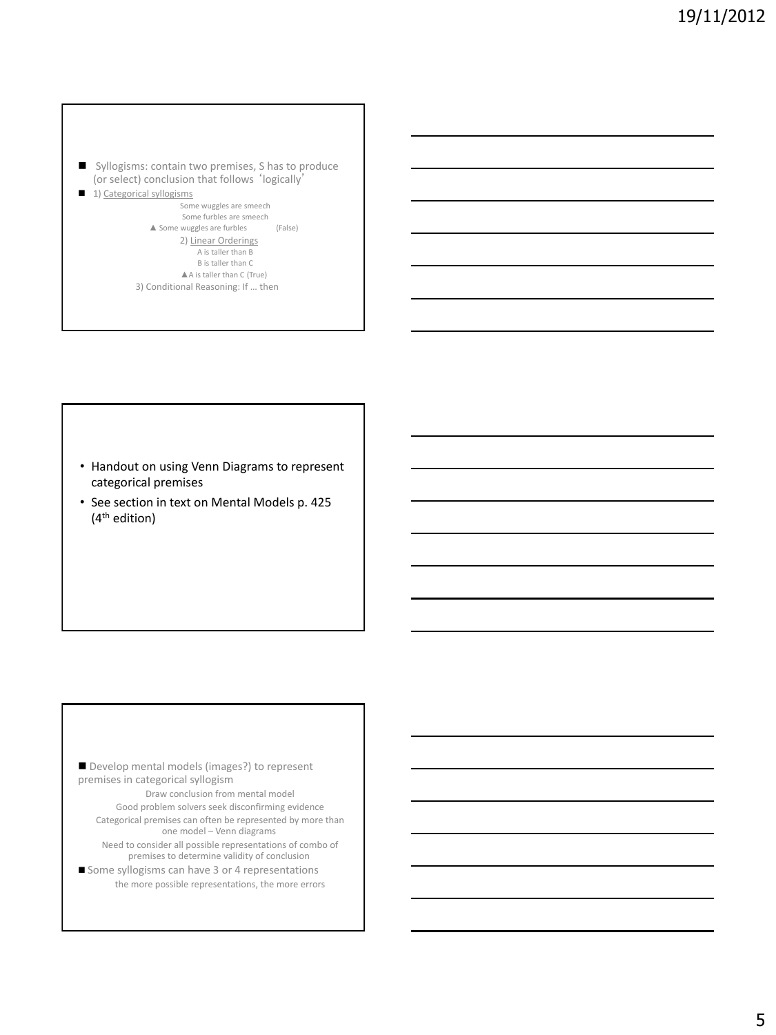- Syllogisms: contain two premises, S has to produce (or select) conclusion that follows 'logically'
- 1) Categorical syllogisms

  Some wuggles are smeech
  Some furbles are smeech
  ▲ Some wuggles are furbles (False)

  2) Linear Orderings

  A is taller than B
  B is taller than C
  ▲A is taller than C (True)

  3) Conditional Reasoning: If … then

---

- Handout on using Venn Diagrams to represent categorical premises
- See section in text on Mental Models p. 425 (4th edition)

---

- Develop mental models (images?) to represent premises in categorical syllogism

  Draw conclusion from mental model

  Good problem solvers seek disconfirming evidence

  Categorical premises can often be represented by more than one model – Venn diagrams

  Need to consider all possible representations of combo of premises to determine validity of conclusion

- Some syllogisms can have 3 or 4 representations

  the more possible representations, the more errors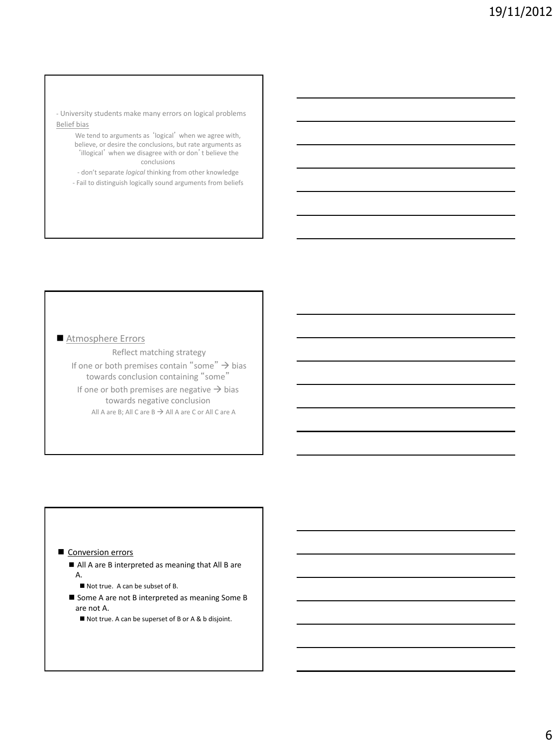- University students make many errors on logical problems

Belief bias

We tend to arguments as 'logical' when we agree with, believe, or desire the conclusions, but rate arguments as 'illogical' when we disagree with or don't believe the conclusions

- don't separate *logical* thinking from other knowledge
- Fail to distinguish logically sound arguments from beliefs

- Atmosphere Errors

  Reflect matching strategy

  If one or both premises contain "some" → bias towards conclusion containing "some"

  If one or both premises are negative → bias towards negative conclusion

  All A are B; All C are B → All A are C or All C are A

- Conversion errors
  - All A are B interpreted as meaning that All B are A.
    - Not true. A can be subset of B.
  - Some A are not B interpreted as meaning Some B are not A.
    - Not true. A can be superset of B or A & b disjoint.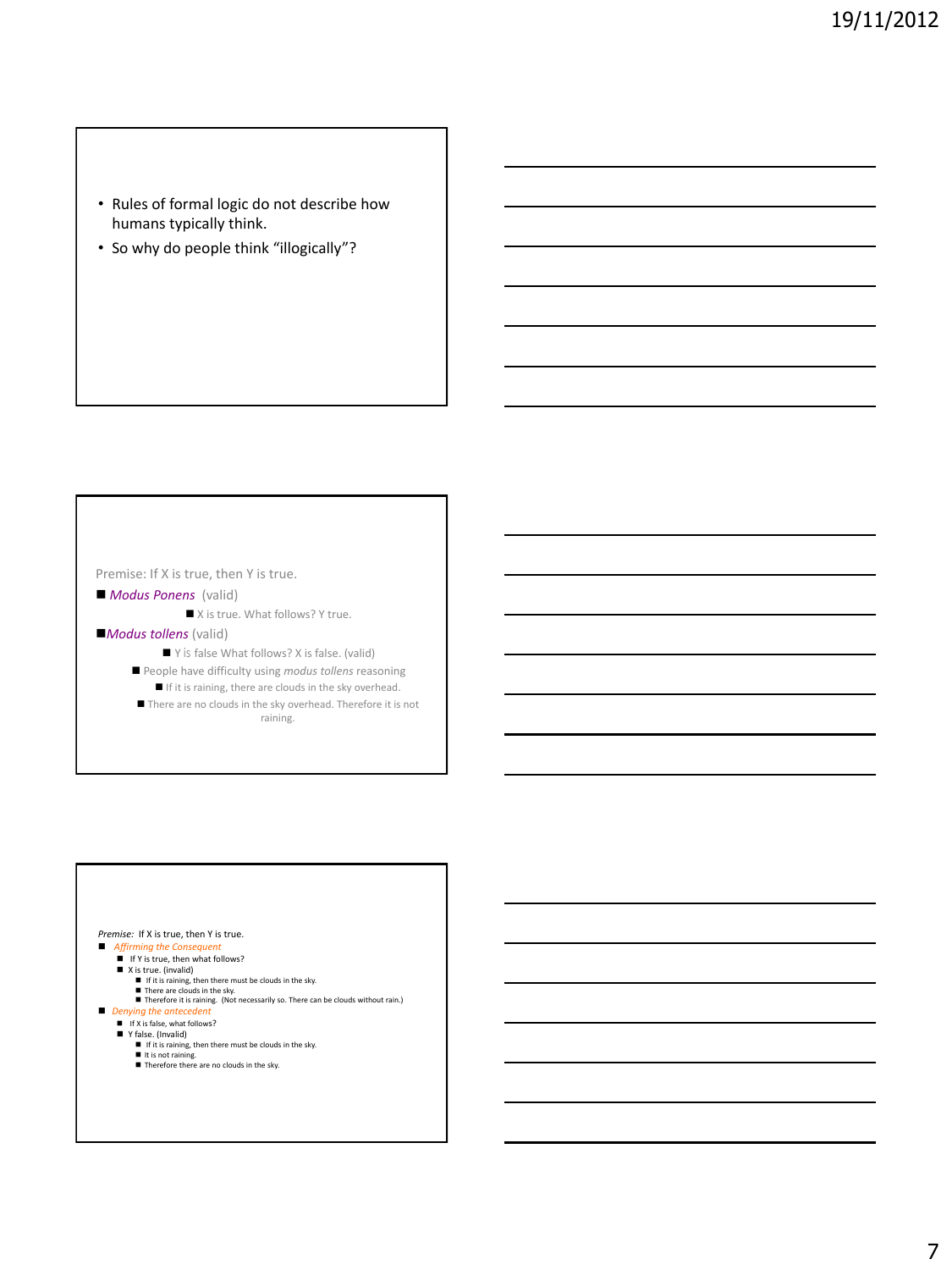- Rules of formal logic do not describe how humans typically think.
- So why do people think “illogically”?

---

Premise: If X is true, then Y is true.

- *Modus Ponens* (valid)
  - X is true. What follows? Y true.
- *Modus tollens* (valid)
  - Y is false What follows? X is false. (valid)
  - People have difficulty using *modus tollens* reasoning
    - If it is raining, there are clouds in the sky overhead.
    - There are no clouds in the sky overhead. Therefore it is not raining.

---

*Premise:* If X is true, then Y is true.

- *Affirming the Consequent*
  - If Y is true, then what follows?
  - X is true. (invalid)
    - If it is raining, then there must be clouds in the sky.
    - There are clouds in the sky.
    - Therefore it is raining. (Not necessarily so. There can be clouds without rain.)
- *Denying the antecedent*
  - If X is false, what follows?
  - Y false. (Invalid)
    - If it is raining, then there must be clouds in the sky.
    - It is not raining.
    - Therefore there are no clouds in the sky.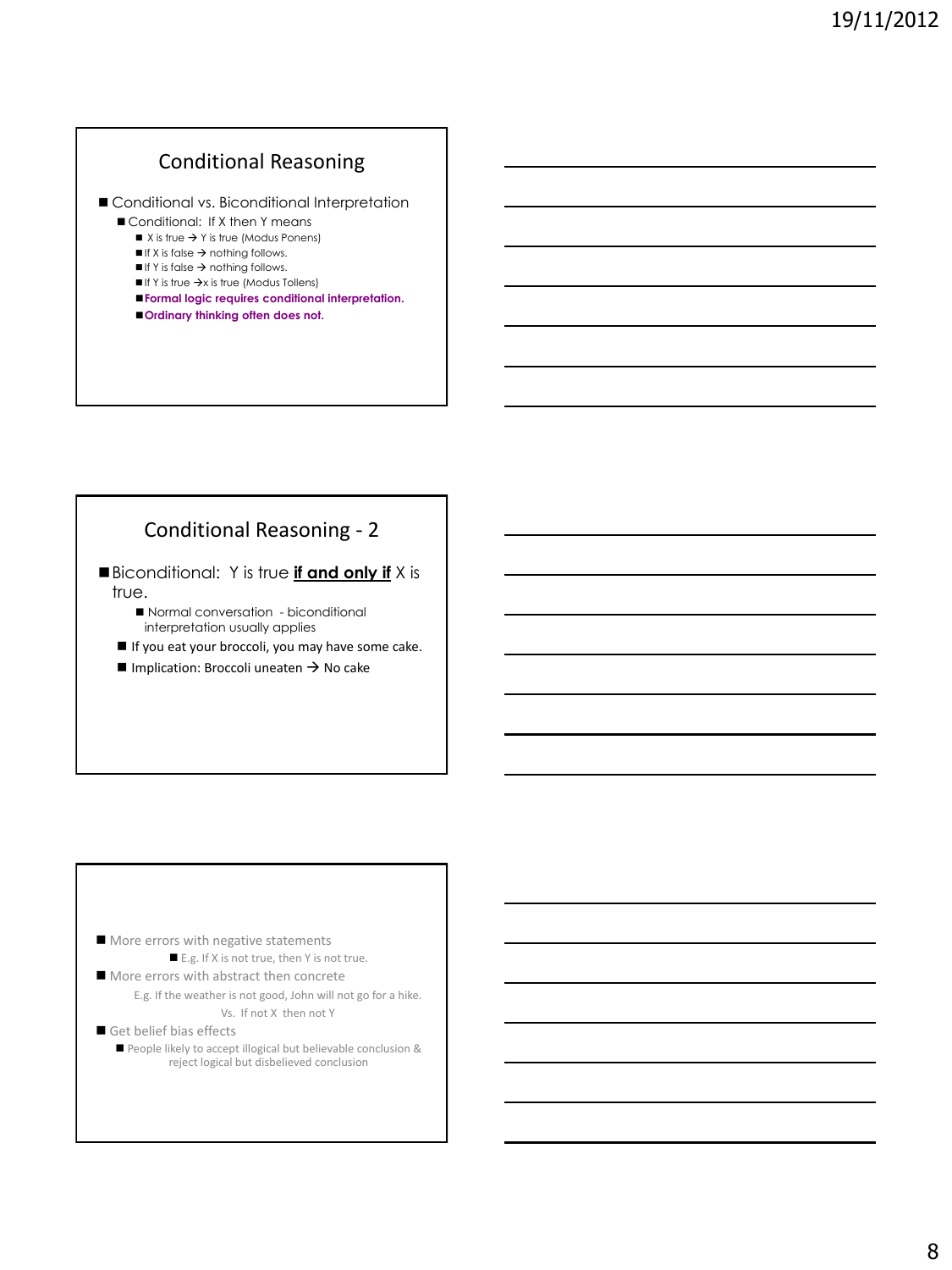## Conditional Reasoning

- Conditional vs. Biconditional Interpretation
  - Conditional: If X then Y means
    - X is true → Y is true (Modus Ponens)
    - If X is false → nothing follows.
    - If Y is false → nothing follows.
    - If Y is true →x is true (Modus Tollens)
    - **Formal logic requires conditional interpretation.**
    - **Ordinary thinking often does not.**

## Conditional Reasoning - 2

- Biconditional: Y is true **if and only if** X is true.
  - Normal conversation - biconditional interpretation usually applies
- If you eat your broccoli, you may have some cake.
- Implication: Broccoli uneaten → No cake

---

- More errors with negative statements
  - E.g. If X is not true, then Y is not true.
- More errors with abstract then concrete
  - E.g. If the weather is not good, John will not go for a hike.
  - Vs. If not X then not Y
- Get belief bias effects
  - People likely to accept illogical but believable conclusion & reject logical but disbelieved conclusion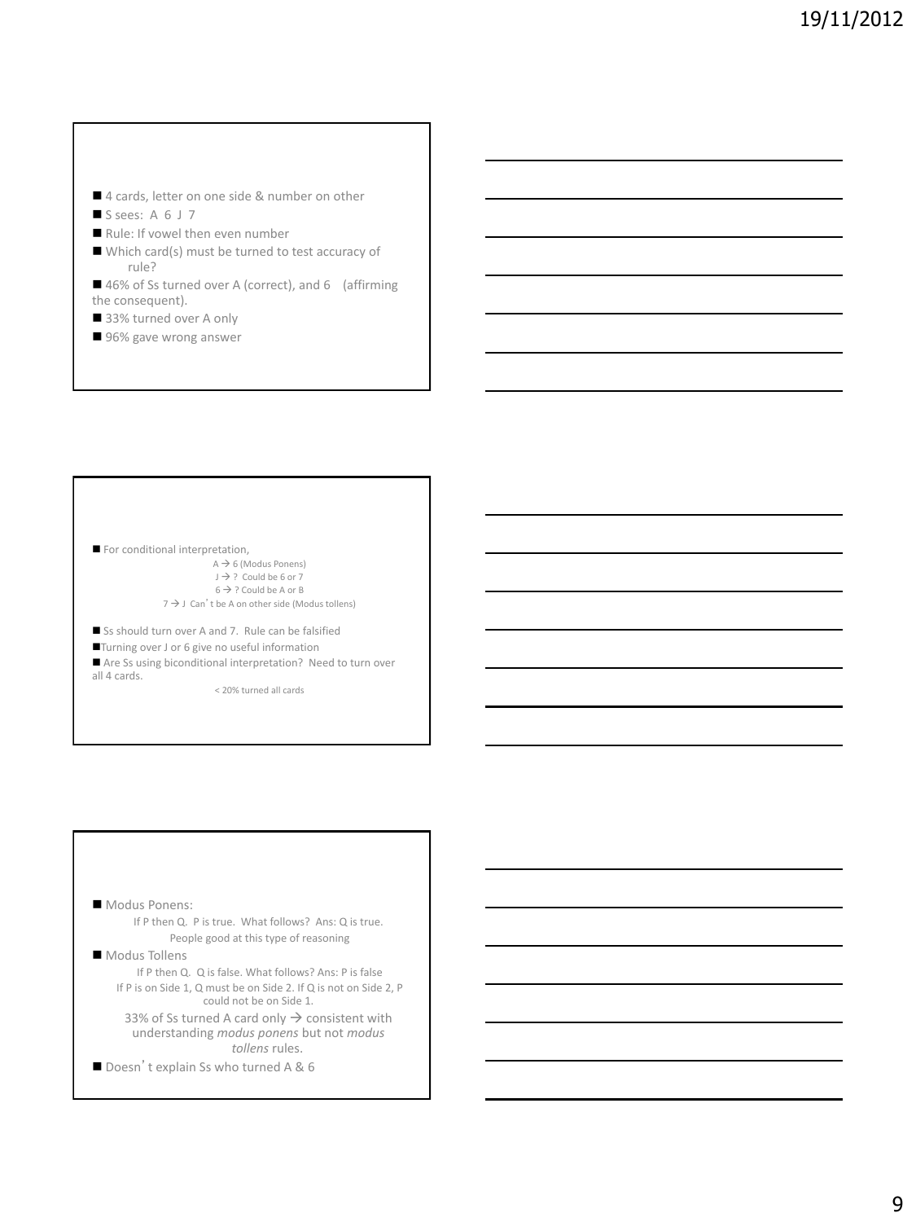- 4 cards, letter on one side & number on other
- S sees: A 6 J 7
- Rule: If vowel then even number
- Which card(s) must be turned to test accuracy of rule?
- 46% of Ss turned over A (correct), and 6 (affirming the consequent).
- 33% turned over A only
- 96% gave wrong answer

---

- For conditional interpretation,

  A → 6 (Modus Ponens)
  J → ? Could be 6 or 7
  6 → ? Could be A or B
  7 → J Can't be A on other side (Modus tollens)

- Ss should turn over A and 7. Rule can be falsified
- Turning over J or 6 give no useful information
- Are Ss using biconditional interpretation? Need to turn over all 4 cards.

  < 20% turned all cards

---

- Modus Ponens:

  If P then Q. P is true. What follows? Ans: Q is true.
  People good at this type of reasoning

- Modus Tollens

  If P then Q. Q is false. What follows? Ans: P is false
  If P is on Side 1, Q must be on Side 2. If Q is not on Side 2, P could not be on Side 1.

  33% of Ss turned A card only → consistent with understanding *modus ponens* but not *modus tollens* rules.

- Doesn't explain Ss who turned A & 6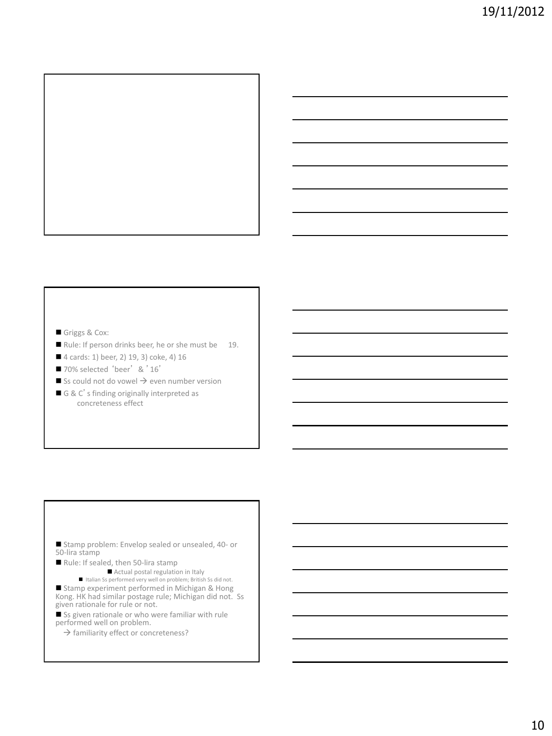- Griggs & Cox:
- Rule: If person drinks beer, he or she must be  19.
- 4 cards: 1) beer, 2) 19, 3) coke, 4) 16
- 70% selected 'beer' & '16'
- Ss could not do vowel → even number version
- G & C's finding originally interpreted as concreteness effect

---

- Stamp problem: Envelop sealed or unsealed, 40- or 50-lira stamp
- Rule: If sealed, then 50-lira stamp
  - Actual postal regulation in Italy
    - Italian Ss performed very well on problem; British Ss did not.
- Stamp experiment performed in Michigan & Hong Kong. HK had similar postage rule; Michigan did not. Ss given rationale for rule or not.
- Ss given rationale or who were familiar with rule performed well on problem.

  → familiarity effect or concreteness?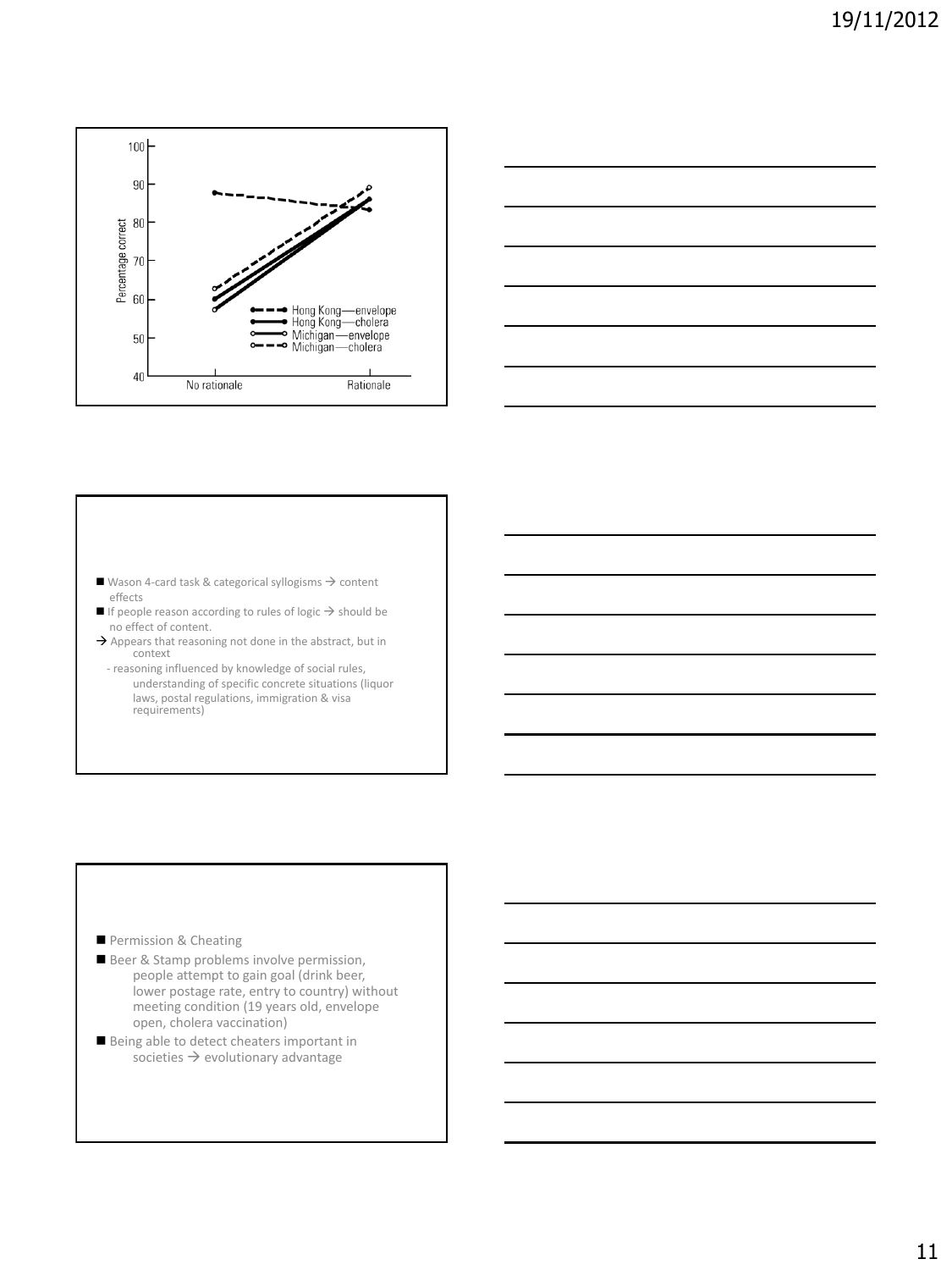100

90

80

70

60

50

40

Percentage correct

No rationale

Rationale

Hong Kong—envelope
Hong Kong—cholera
Michigan—envelope
Michigan—cholera

- Wason 4-card task & categorical syllogisms → content effects
- If people reason according to rules of logic → should be no effect of content.

→ Appears that reasoning not done in the abstract, but in context

- reasoning influenced by knowledge of social rules, understanding of specific concrete situations (liquor laws, postal regulations, immigration & visa requirements)

- Permission & Cheating
- Beer & Stamp problems involve permission, people attempt to gain goal (drink beer, lower postage rate, entry to country) without meeting condition (19 years old, envelope open, cholera vaccination)
- Being able to detect cheaters important in societies → evolutionary advantage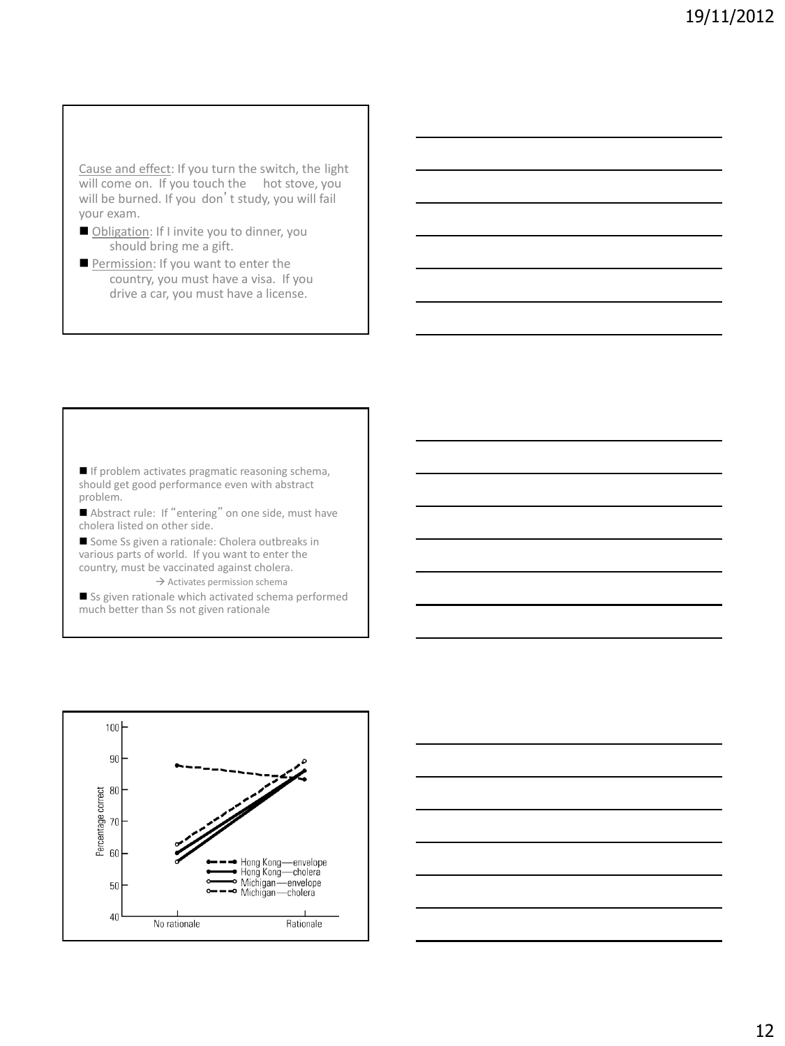Cause and effect: If you turn the switch, the light will come on. If you touch the hot stove, you will be burned. If you don't study, you will fail your exam.

- Obligation: If I invite you to dinner, you should bring me a gift.
- Permission: If you want to enter the country, you must have a visa. If you drive a car, you must have a license.

---

- If problem activates pragmatic reasoning schema, should get good performance even with abstract problem.
- Abstract rule: If "entering" on one side, must have cholera listed on other side.
- Some Ss given a rationale: Cholera outbreaks in various parts of world. If you want to enter the country, must be vaccinated against cholera.
  → Activates permission schema
- Ss given rationale which activated schema performed much better than Ss not given rationale

---

Percentage correct (40–100) by No rationale / Rationale

- Hong Kong—envelope
- Hong Kong—cholera
- Michigan—envelope
- Michigan—cholera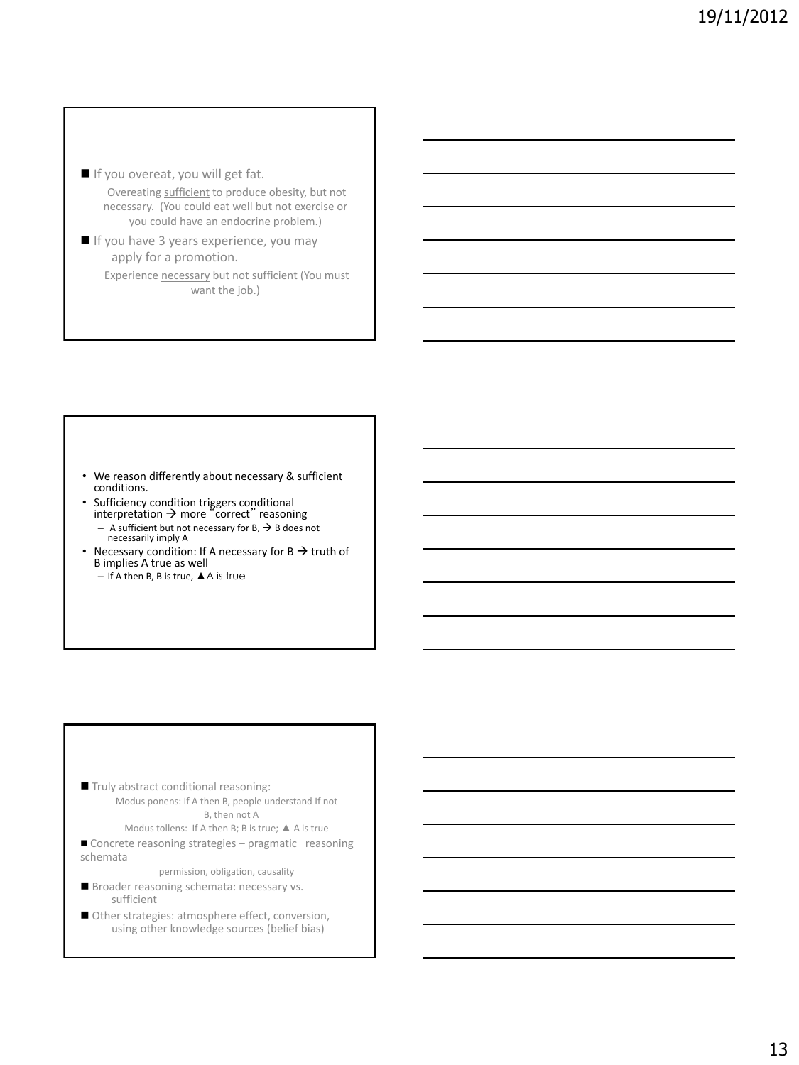- If you overeat, you will get fat.

  Overeating sufficient to produce obesity, but not necessary. (You could eat well but not exercise or you could have an endocrine problem.)

- If you have 3 years experience, you may apply for a promotion.

  Experience necessary but not sufficient (You must want the job.)

---

- We reason differently about necessary & sufficient conditions.
- Sufficiency condition triggers conditional interpretation → more "correct" reasoning
  - A sufficient but not necessary for B, → B does not necessarily imply A
- Necessary condition: If A necessary for B → truth of B implies A true as well
  - If A then B, B is true, ▲A is true

---

- Truly abstract conditional reasoning:

  Modus ponens: If A then B, people understand If not B, then not A

  Modus tollens: If A then B; B is true; ▲ A is true

- Concrete reasoning strategies – pragmatic reasoning schemata

  permission, obligation, causality

- Broader reasoning schemata: necessary vs. sufficient
- Other strategies: atmosphere effect, conversion, using other knowledge sources (belief bias)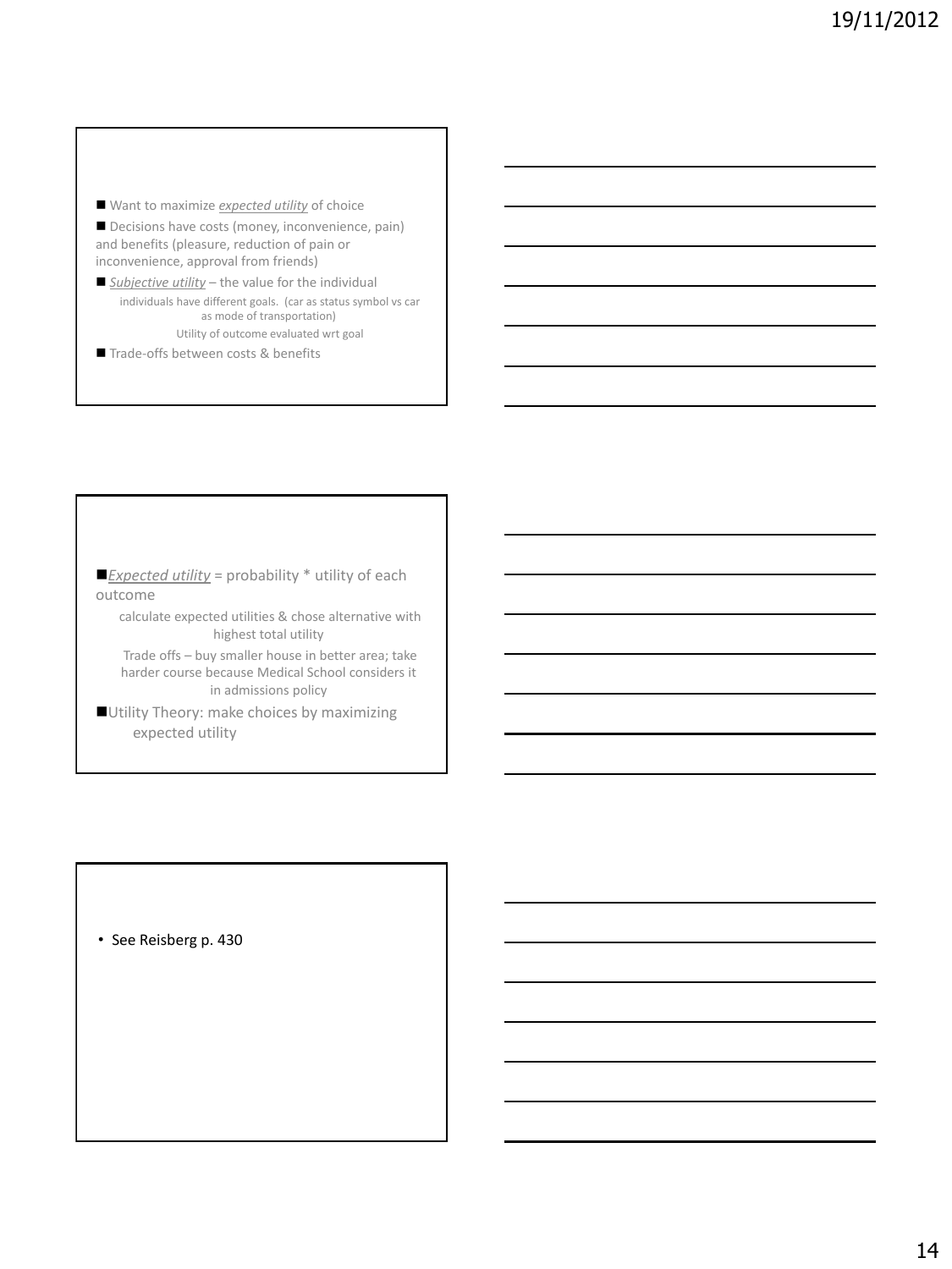- Want to maximize *expected utility* of choice
- Decisions have costs (money, inconvenience, pain) and benefits (pleasure, reduction of pain or inconvenience, approval from friends)
- *Subjective utility* – the value for the individual
  - individuals have different goals. (car as status symbol vs car as mode of transportation)
  - Utility of outcome evaluated wrt goal
- Trade-offs between costs & benefits

---

- *Expected utility* = probability * utility of each outcome
  - calculate expected utilities & chose alternative with highest total utility
  - Trade offs – buy smaller house in better area; take harder course because Medical School considers it in admissions policy
- Utility Theory: make choices by maximizing expected utility

---

- See Reisberg p. 430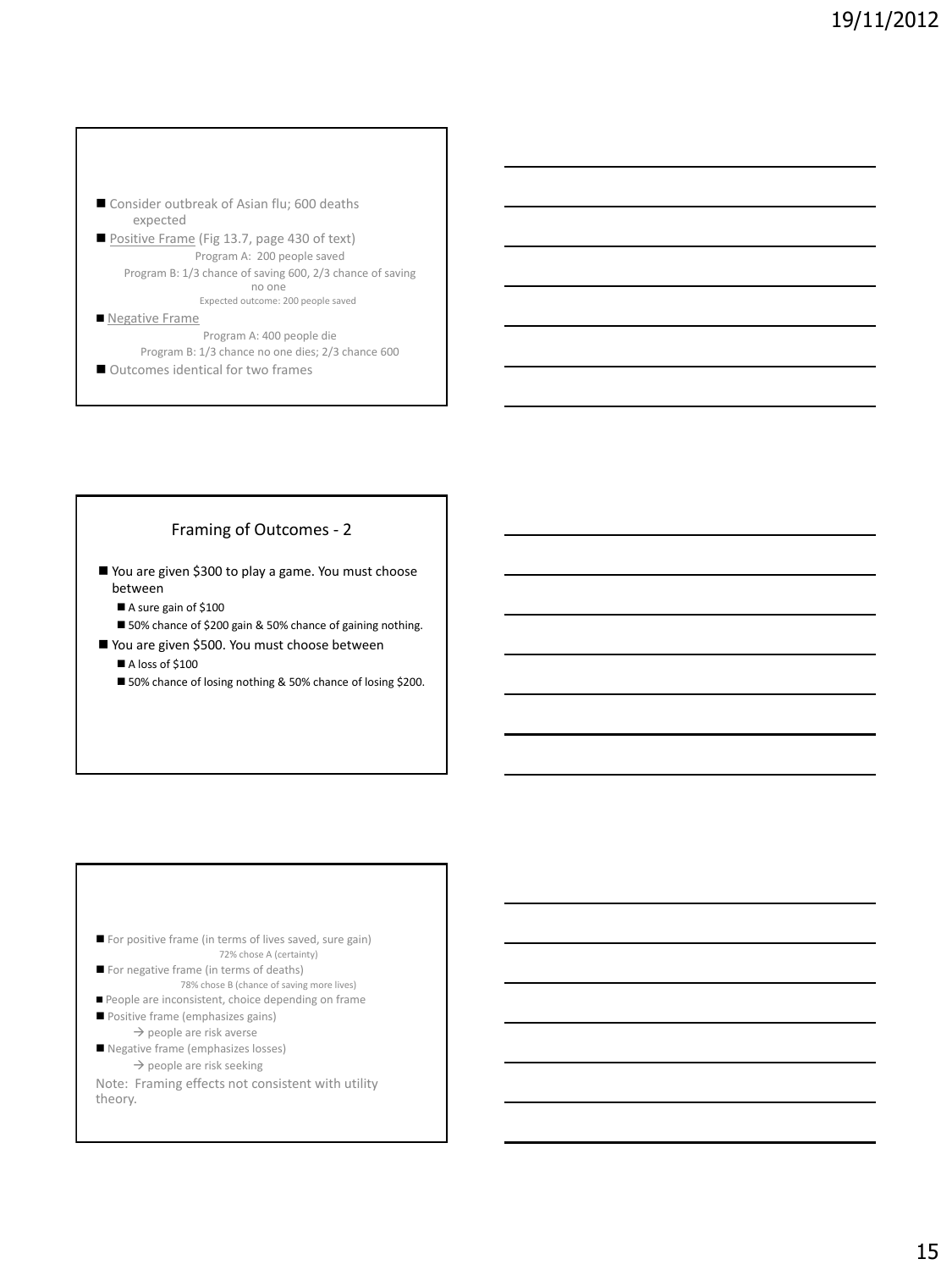- Consider outbreak of Asian flu; 600 deaths expected
- Positive Frame (Fig 13.7, page 430 of text)
  - Program A: 200 people saved
  - Program B: 1/3 chance of saving 600, 2/3 chance of saving no one
  - Expected outcome: 200 people saved
- Negative Frame
  - Program A: 400 people die
  - Program B: 1/3 chance no one dies; 2/3 chance 600
- Outcomes identical for two frames

## Framing of Outcomes - 2

- You are given $300 to play a game. You must choose between
  - A sure gain of $100
  - 50% chance of $200 gain & 50% chance of gaining nothing.
- You are given $500. You must choose between
  - A loss of $100
  - 50% chance of losing nothing & 50% chance of losing $200.

---

- For positive frame (in terms of lives saved, sure gain)
  - 72% chose A (certainty)
- For negative frame (in terms of deaths)
  - 78% chose B (chance of saving more lives)
- People are inconsistent, choice depending on frame
- Positive frame (emphasizes gains)
  - → people are risk averse
- Negative frame (emphasizes losses)
  - → people are risk seeking

Note: Framing effects not consistent with utility theory.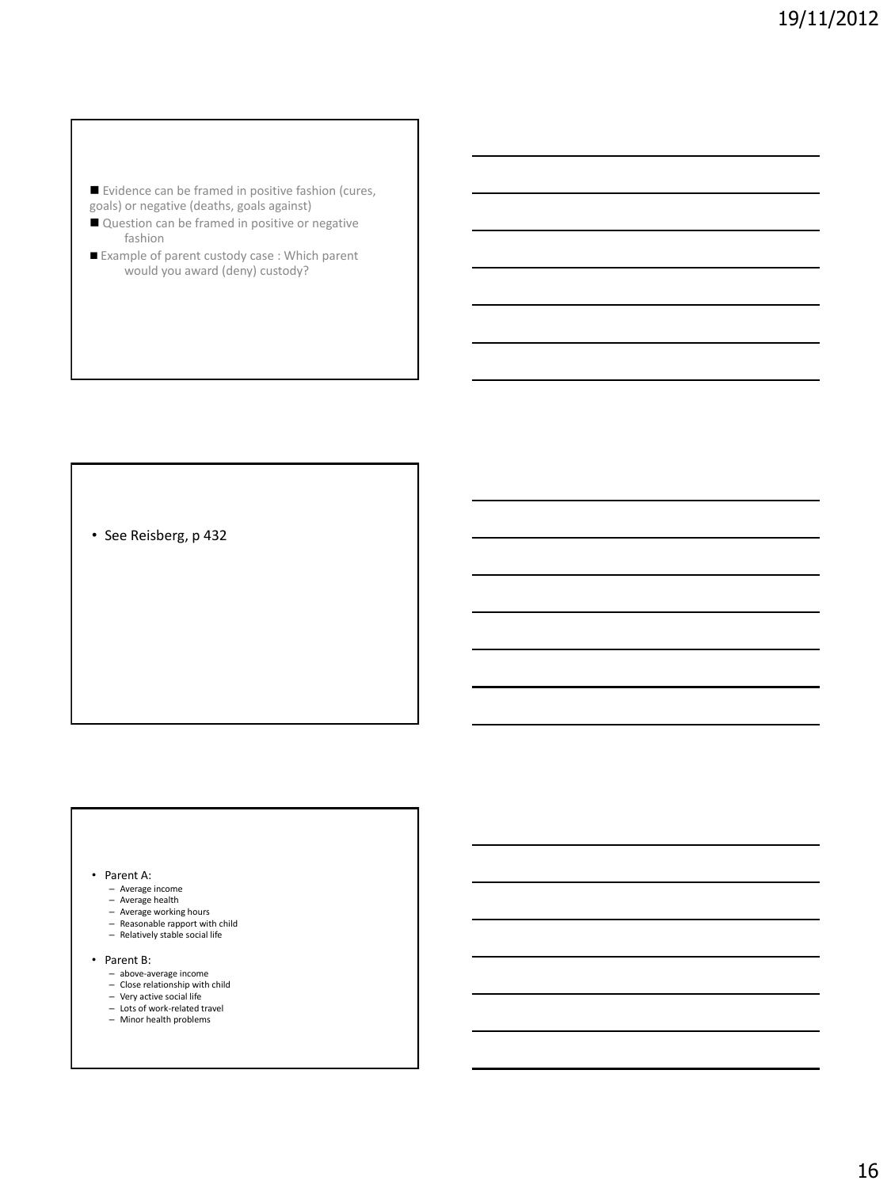- Evidence can be framed in positive fashion (cures, goals) or negative (deaths, goals against)
- Question can be framed in positive or negative fashion
- Example of parent custody case : Which parent would you award (deny) custody?

---

- See Reisberg, p 432

---

- Parent A:
  - Average income
  - Average health
  - Average working hours
  - Reasonable rapport with child
  - Relatively stable social life
- Parent B:
  - above-average income
  - Close relationship with child
  - Very active social life
  - Lots of work-related travel
  - Minor health problems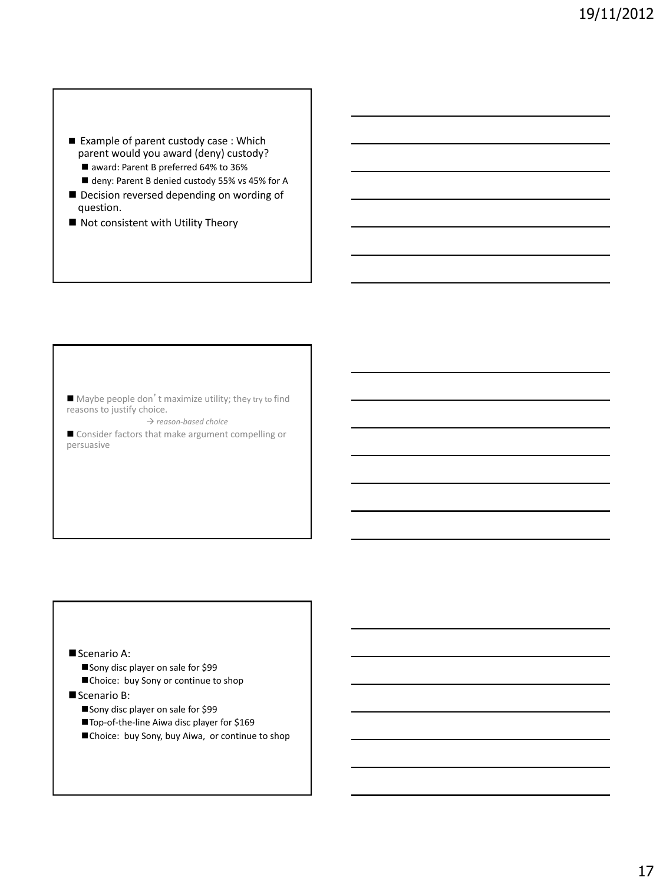- Example of parent custody case : Which parent would you award (deny) custody?
  - award: Parent B preferred 64% to 36%
  - deny: Parent B denied custody 55% vs 45% for A
- Decision reversed depending on wording of question.
- Not consistent with Utility Theory

---

- Maybe people don't maximize utility; they try to find reasons to justify choice.

  → *reason-based choice*
- Consider factors that make argument compelling or persuasive

---

- Scenario A:
  - Sony disc player on sale for $99
  - Choice: buy Sony or continue to shop
- Scenario B:
  - Sony disc player on sale for $99
  - Top-of-the-line Aiwa disc player for $169
  - Choice: buy Sony, buy Aiwa, or continue to shop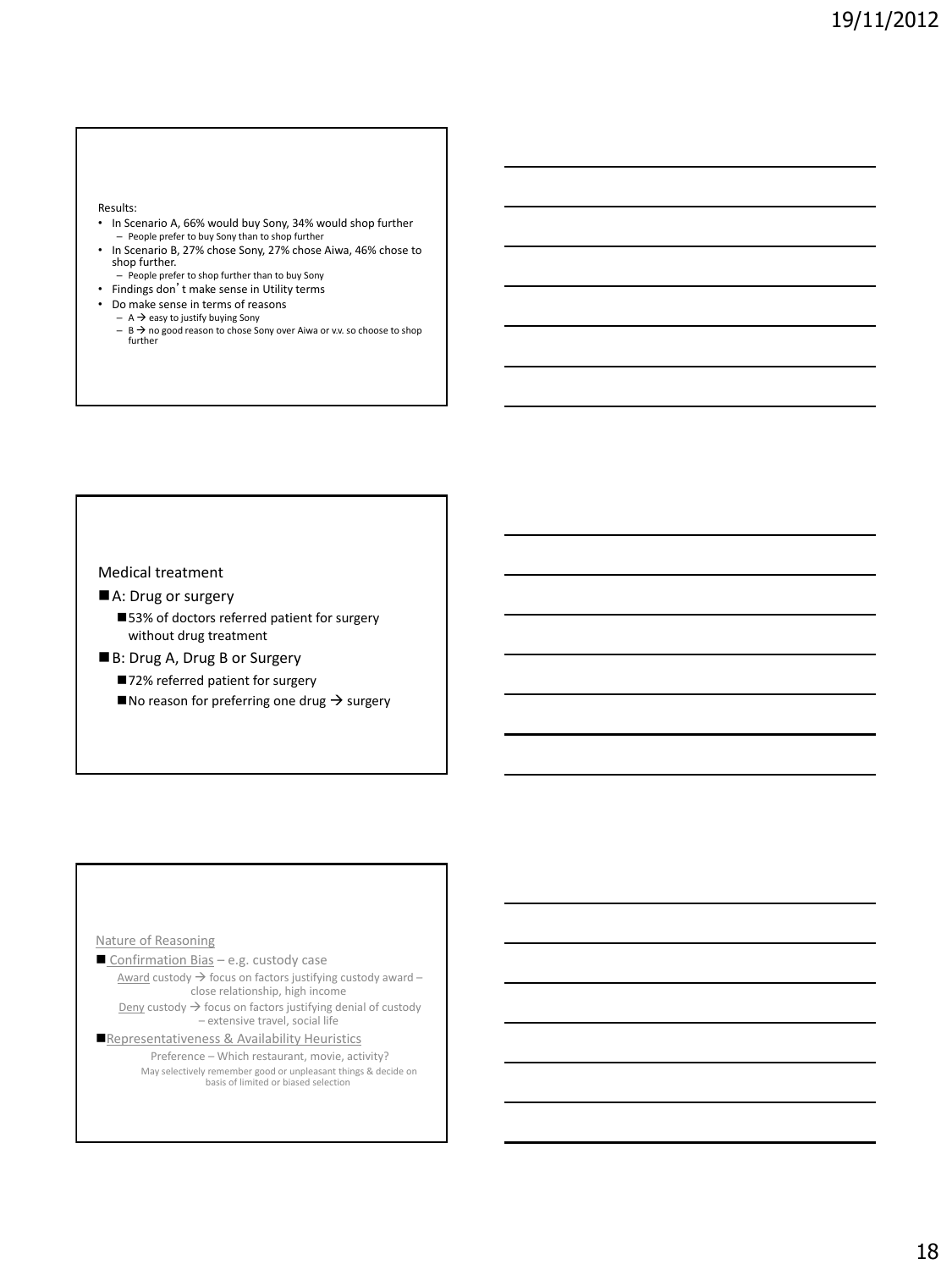Results:

- In Scenario A, 66% would buy Sony, 34% would shop further
  - People prefer to buy Sony than to shop further
- In Scenario B, 27% chose Sony, 27% chose Aiwa, 46% chose to shop further.
  - People prefer to shop further than to buy Sony
- Findings don't make sense in Utility terms
- Do make sense in terms of reasons
  - A → easy to justify buying Sony
  - B → no good reason to chose Sony over Aiwa or v.v. so choose to shop further

Medical treatment

- A: Drug or surgery
  - 53% of doctors referred patient for surgery without drug treatment
- B: Drug A, Drug B or Surgery
  - 72% referred patient for surgery
  - No reason for preferring one drug → surgery

Nature of Reasoning

- Confirmation Bias – e.g. custody case
  - Award custody → focus on factors justifying custody award – close relationship, high income
  - Deny custody → focus on factors justifying denial of custody – extensive travel, social life
- Representativeness & Availability Heuristics
  - Preference – Which restaurant, movie, activity?
  - May selectively remember good or unpleasant things & decide on basis of limited or biased selection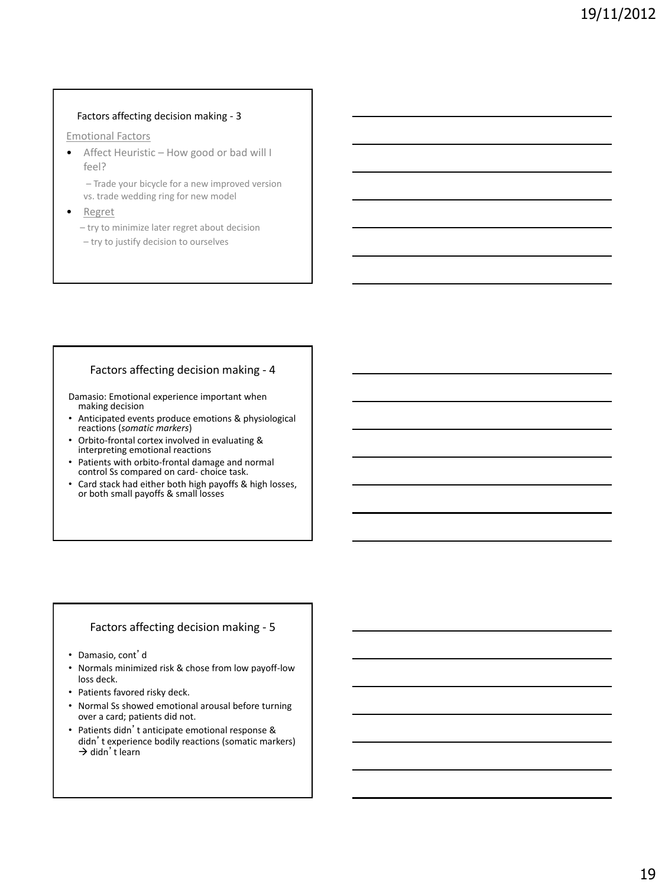## Factors affecting decision making - 3

Emotional Factors

- Affect Heuristic – How good or bad will I feel?
  - – Trade your bicycle for a new improved version vs. trade wedding ring for new model
- Regret
  - – try to minimize later regret about decision
  - – try to justify decision to ourselves

## Factors affecting decision making - 4

Damasio: Emotional experience important when making decision

- Anticipated events produce emotions & physiological reactions (*somatic markers*)
- Orbito-frontal cortex involved in evaluating & interpreting emotional reactions
- Patients with orbito-frontal damage and normal control Ss compared on card- choice task.
- Card stack had either both high payoffs & high losses, or both small payoffs & small losses

## Factors affecting decision making - 5

- Damasio, cont'd
- Normals minimized risk & chose from low payoff-low loss deck.
- Patients favored risky deck.
- Normal Ss showed emotional arousal before turning over a card; patients did not.
- Patients didn't anticipate emotional response & didn't experience bodily reactions (somatic markers) → didn't learn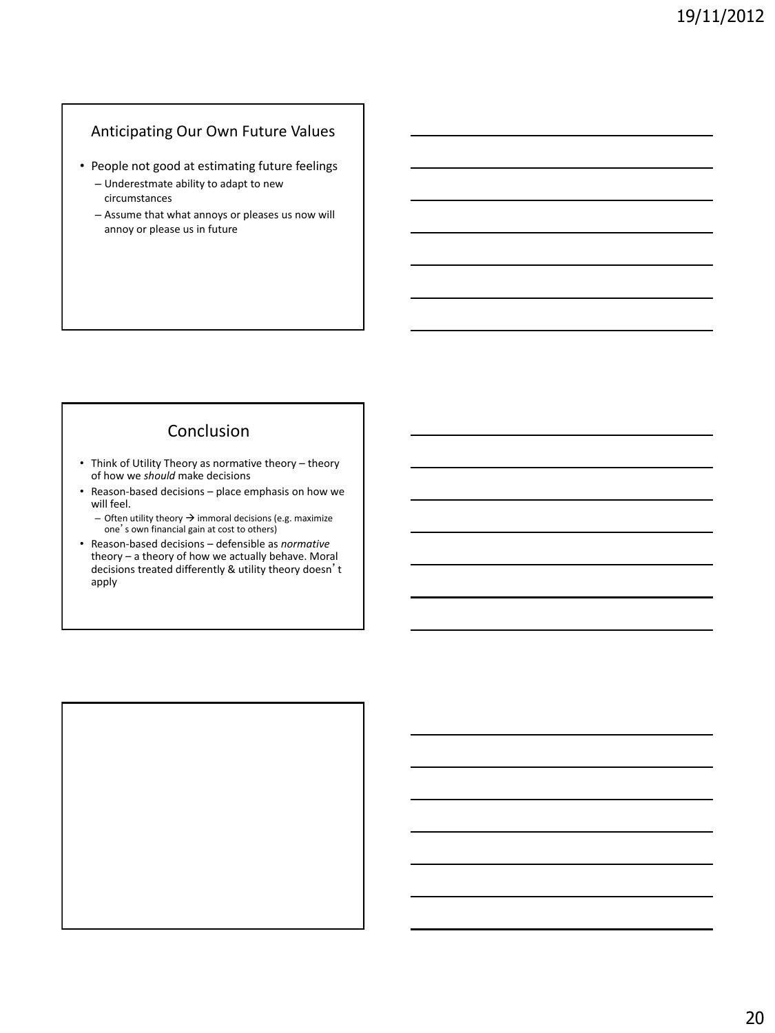## Anticipating Our Own Future Values

- People not good at estimating future feelings
  - Underestmate ability to adapt to new circumstances
  - Assume that what annoys or pleases us now will annoy or please us in future

## Conclusion

- Think of Utility Theory as normative theory – theory of how we *should* make decisions
- Reason-based decisions – place emphasis on how we will feel.
  - Often utility theory → immoral decisions (e.g. maximize one's own financial gain at cost to others)
- Reason-based decisions – defensible as *normative* theory – a theory of how we actually behave. Moral decisions treated differently & utility theory doesn't apply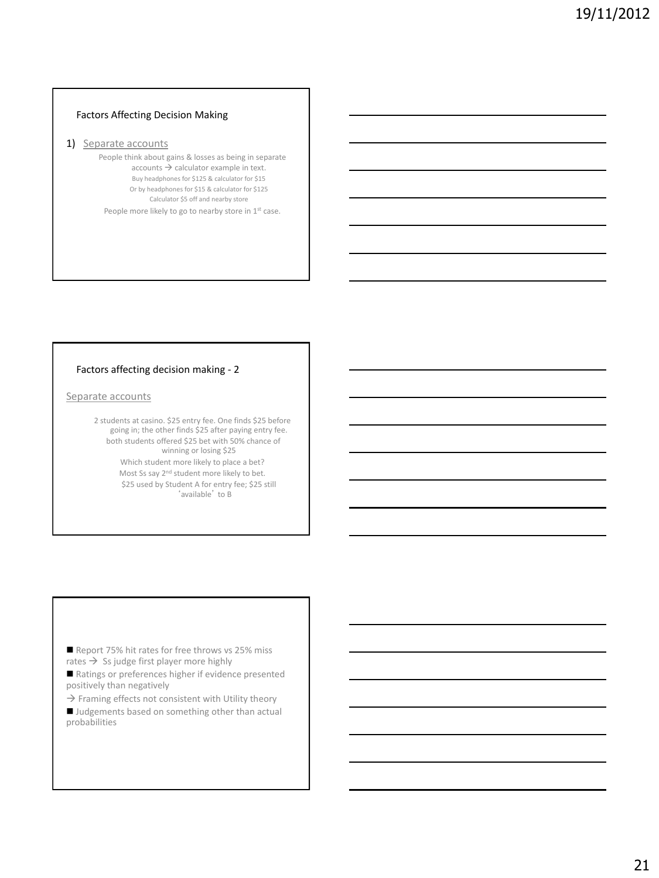## Factors Affecting Decision Making

1) Separate accounts

People think about gains & losses as being in separate accounts → calculator example in text.

Buy headphones for $125 & calculator for $15

Or by headphones for $15 & calculator for $125

Calculator $5 off and nearby store

People more likely to go to nearby store in 1st case.

## Factors affecting decision making - 2

Separate accounts

2 students at casino. $25 entry fee. One finds $25 before going in; the other finds $25 after paying entry fee.

both students offered $25 bet with 50% chance of winning or losing $25

Which student more likely to place a bet?

Most Ss say 2nd student more likely to bet.

$25 used by Student A for entry fee; $25 still 'available' to B

- Report 75% hit rates for free throws vs 25% miss rates → Ss judge first player more highly
- Ratings or preferences higher if evidence presented positively than negatively

→ Framing effects not consistent with Utility theory

- Judgements based on something other than actual probabilities